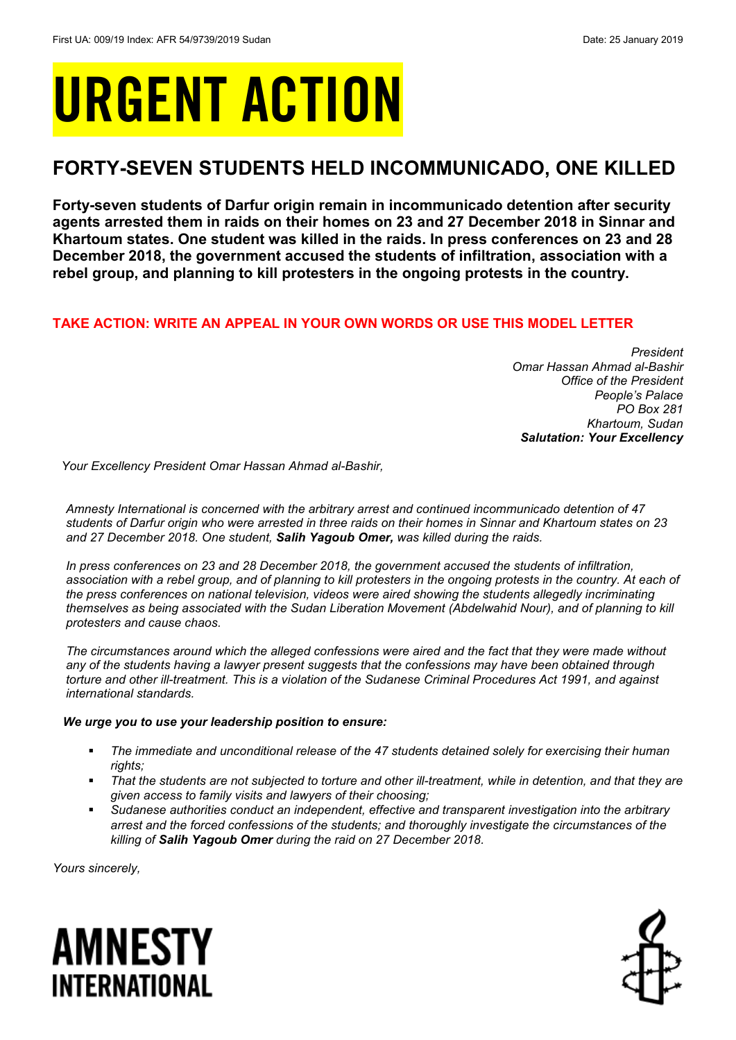First UA: 009/19 Index: AFR 54/9739/2019 Sudan Date: 25 January 2019

# URGENT ACTION

## FORTY-SEVEN STUDENTS HELD INCOMMUNICADO, ONE KILLED

**Forty-seven students of Darfur origin remain in incommunicado detention after security agents arrested them in raids on their homes on 23 and 27 December 2018 in Sinnar and Khartoum states. One student was killed in the raids. In press conferences on 23 and 28 December 2018, the government accused the students of infiltration, association with a rebel group, and planning to kill protesters in the ongoing protests in the country.**

**TAKE ACTION: WRITE AN APPEAL IN YOUR OWN WORDS OR USE THIS MODEL LETTER**

*President*
*Omar Hassan Ahmad al-Bashir*
*Office of the President*
*People's Palace*
*PO Box 281*
*Khartoum, Sudan*
***Salutation: Your Excellency***

*Your Excellency President Omar Hassan Ahmad al-Bashir,*

*Amnesty International is concerned with the arbitrary arrest and continued incommunicado detention of 47 students of Darfur origin who were arrested in three raids on their homes in Sinnar and Khartoum states on 23 and 27 December 2018. One student,* ***Salih Yagoub Omer,*** *was killed during the raids.*

*In press conferences on 23 and 28 December 2018, the government accused the students of infiltration, association with a rebel group, and of planning to kill protesters in the ongoing protests in the country. At each of the press conferences on national television, videos were aired showing the students allegedly incriminating themselves as being associated with the Sudan Liberation Movement (Abdelwahid Nour), and of planning to kill protesters and cause chaos.*

*The circumstances around which the alleged confessions were aired and the fact that they were made without any of the students having a lawyer present suggests that the confessions may have been obtained through torture and other ill-treatment. This is a violation of the Sudanese Criminal Procedures Act 1991, and against international standards.*

***We urge you to use your leadership position to ensure:***

- *The immediate and unconditional release of the 47 students detained solely for exercising their human rights;*
- *That the students are not subjected to torture and other ill-treatment, while in detention, and that they are given access to family visits and lawyers of their choosing;*
- *Sudanese authorities conduct an independent, effective and transparent investigation into the arbitrary arrest and the forced confessions of the students; and thoroughly investigate the circumstances of the killing of* ***Salih Yagoub Omer*** *during the raid on 27 December 2018.*

*Yours sincerely,*

**AMNESTY INTERNATIONAL**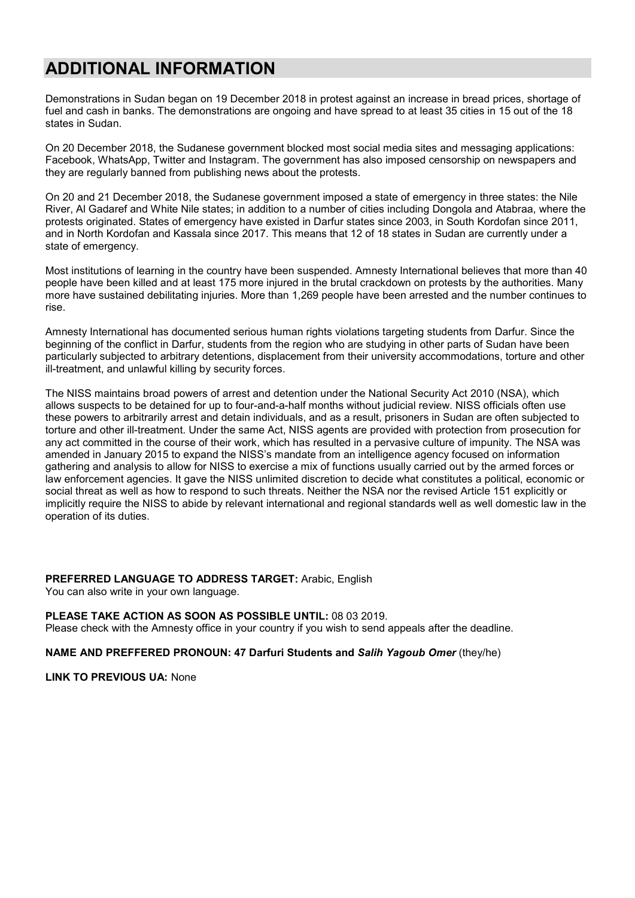# ADDITIONAL INFORMATION

Demonstrations in Sudan began on 19 December 2018 in protest against an increase in bread prices, shortage of fuel and cash in banks. The demonstrations are ongoing and have spread to at least 35 cities in 15 out of the 18 states in Sudan.

On 20 December 2018, the Sudanese government blocked most social media sites and messaging applications: Facebook, WhatsApp, Twitter and Instagram. The government has also imposed censorship on newspapers and they are regularly banned from publishing news about the protests.

On 20 and 21 December 2018, the Sudanese government imposed a state of emergency in three states: the Nile River, Al Gadaref and White Nile states; in addition to a number of cities including Dongola and Atabraa, where the protests originated. States of emergency have existed in Darfur states since 2003, in South Kordofan since 2011, and in North Kordofan and Kassala since 2017. This means that 12 of 18 states in Sudan are currently under a state of emergency.

Most institutions of learning in the country have been suspended. Amnesty International believes that more than 40 people have been killed and at least 175 more injured in the brutal crackdown on protests by the authorities. Many more have sustained debilitating injuries. More than 1,269 people have been arrested and the number continues to rise.

Amnesty International has documented serious human rights violations targeting students from Darfur. Since the beginning of the conflict in Darfur, students from the region who are studying in other parts of Sudan have been particularly subjected to arbitrary detentions, displacement from their university accommodations, torture and other ill-treatment, and unlawful killing by security forces.

The NISS maintains broad powers of arrest and detention under the National Security Act 2010 (NSA), which allows suspects to be detained for up to four-and-a-half months without judicial review. NISS officials often use these powers to arbitrarily arrest and detain individuals, and as a result, prisoners in Sudan are often subjected to torture and other ill-treatment. Under the same Act, NISS agents are provided with protection from prosecution for any act committed in the course of their work, which has resulted in a pervasive culture of impunity. The NSA was amended in January 2015 to expand the NISS's mandate from an intelligence agency focused on information gathering and analysis to allow for NISS to exercise a mix of functions usually carried out by the armed forces or law enforcement agencies. It gave the NISS unlimited discretion to decide what constitutes a political, economic or social threat as well as how to respond to such threats. Neither the NSA nor the revised Article 151 explicitly or implicitly require the NISS to abide by relevant international and regional standards well as well domestic law in the operation of its duties.

**PREFERRED LANGUAGE TO ADDRESS TARGET:** Arabic, English
You can also write in your own language.

**PLEASE TAKE ACTION AS SOON AS POSSIBLE UNTIL:** 08 03 2019.
Please check with the Amnesty office in your country if you wish to send appeals after the deadline.

**NAME AND PREFFERED PRONOUN: 47 Darfuri Students and *Salih Yagoub Omer*** (they/he)

**LINK TO PREVIOUS UA:** None